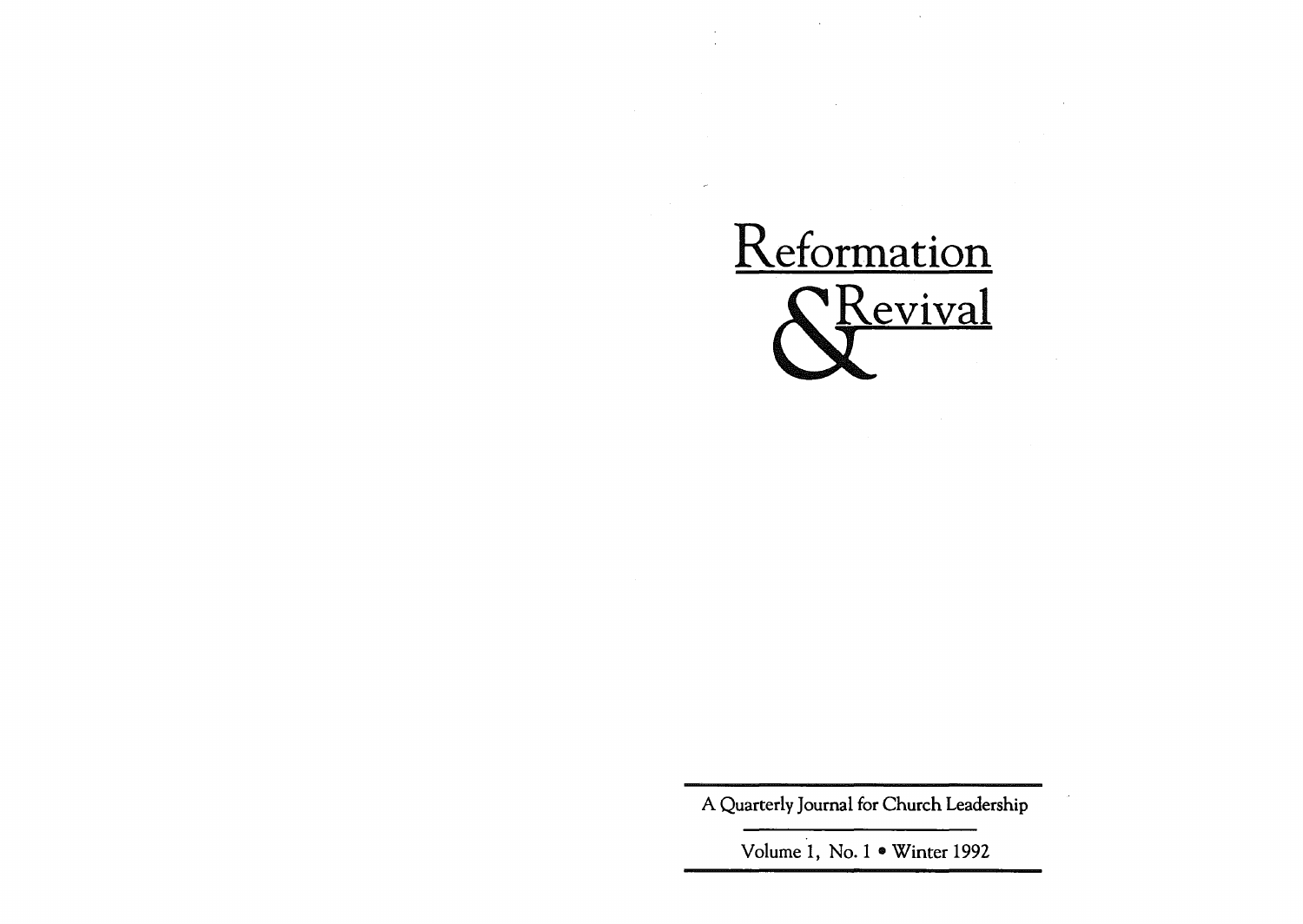# Reformation & Revival

A Quarterly Journal for Church Leadership

Volume 1, No. 1 • Winter 1992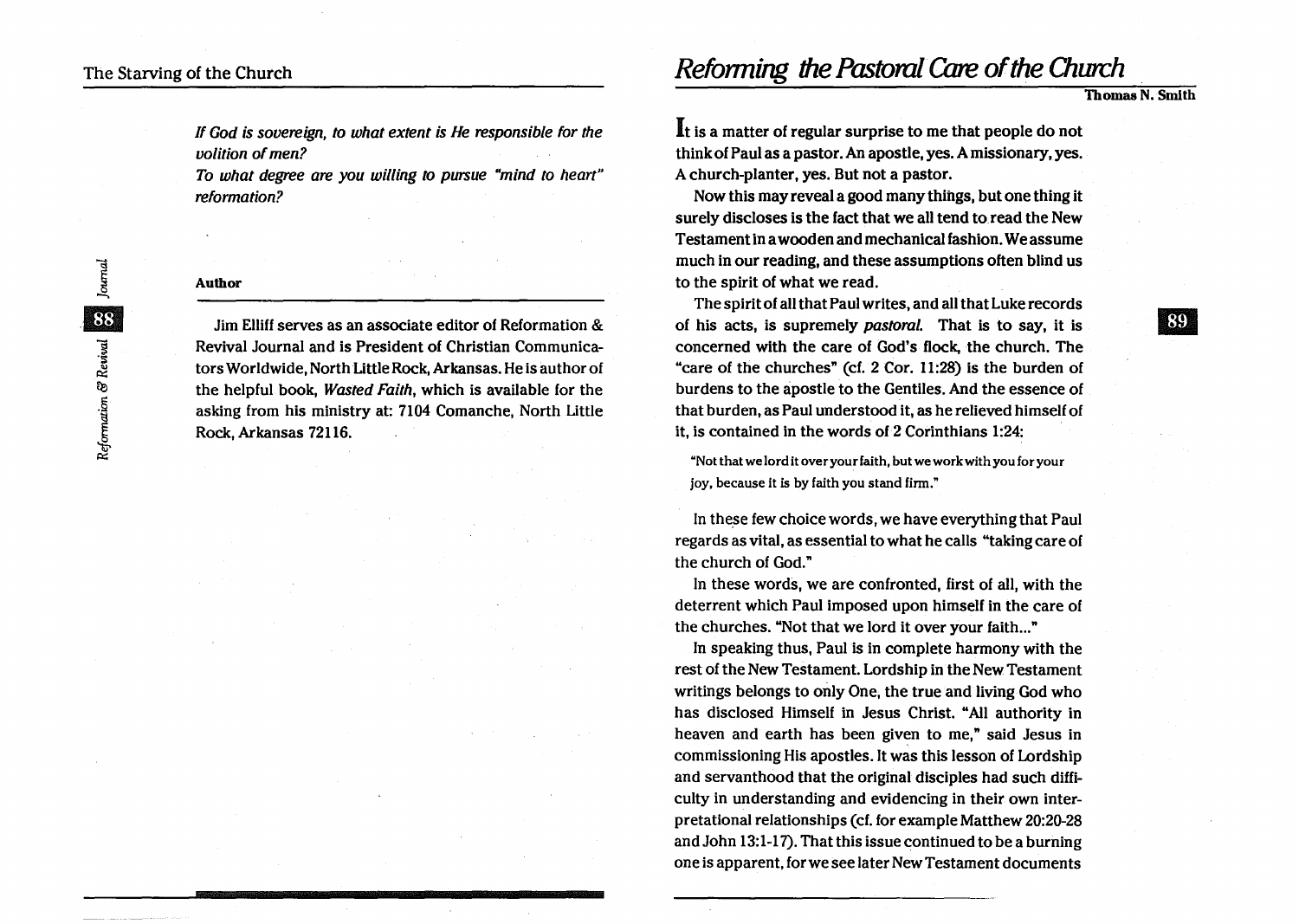*If God is sovereign, to what extent is He responsible for the volition of men?*

*To what degree are you willing to pursue "mind to heart" reformation?*

**Author**

Jim Elliff serves as an associate editor of Reformation & Revival Journal and is President of Christian Communicators Worldwide, North Little Rock, Arkansas. He is author of the helpful book, *Wasted Faith*, which is available for the asking from his ministry at: 7104 Comanche, North Little Rock, Arkansas 72116.

# Reforming the Pastoral Care of the Church

**Thomas N. Smith**

It is a matter of regular surprise to me that people do not think of Paul as a pastor. An apostle, yes. A missionary, yes. A church-planter, yes. But not a pastor.

Now this may reveal a good many things, but one thing it surely discloses is the fact that we all tend to read the New Testament in a wooden and mechanical fashion. We assume much in our reading, and these assumptions often blind us to the spirit of what we read.

The spirit of all that Paul writes, and all that Luke records of his acts, is supremely *pastoral*. That is to say, it is concerned with the care of God's flock, the church. The "care of the churches" (cf. 2 Cor. 11:28) is the burden of burdens to the apostle to the Gentiles. And the essence of that burden, as Paul understood it, as he relieved himself of it, is contained in the words of 2 Corinthians 1:24:

> "Not that we lord it over your faith, but we work with you for your joy, because it is by faith you stand firm."

In these few choice words, we have everything that Paul regards as vital, as essential to what he calls "taking care of the church of God."

In these words, we are confronted, first of all, with the deterrent which Paul imposed upon himself in the care of the churches. "Not that we lord it over your faith..."

In speaking thus, Paul is in complete harmony with the rest of the New Testament. Lordship in the New Testament writings belongs to only One, the true and living God who has disclosed Himself in Jesus Christ. "All authority in heaven and earth has been given to me," said Jesus in commissioning His apostles. It was this lesson of Lordship and servanthood that the original disciples had such difficulty in understanding and evidencing in their own interpretational relationships (cf. for example Matthew 20:20-28 and John 13:1-17). That this issue continued to be a burning one is apparent, for we see later New Testament documents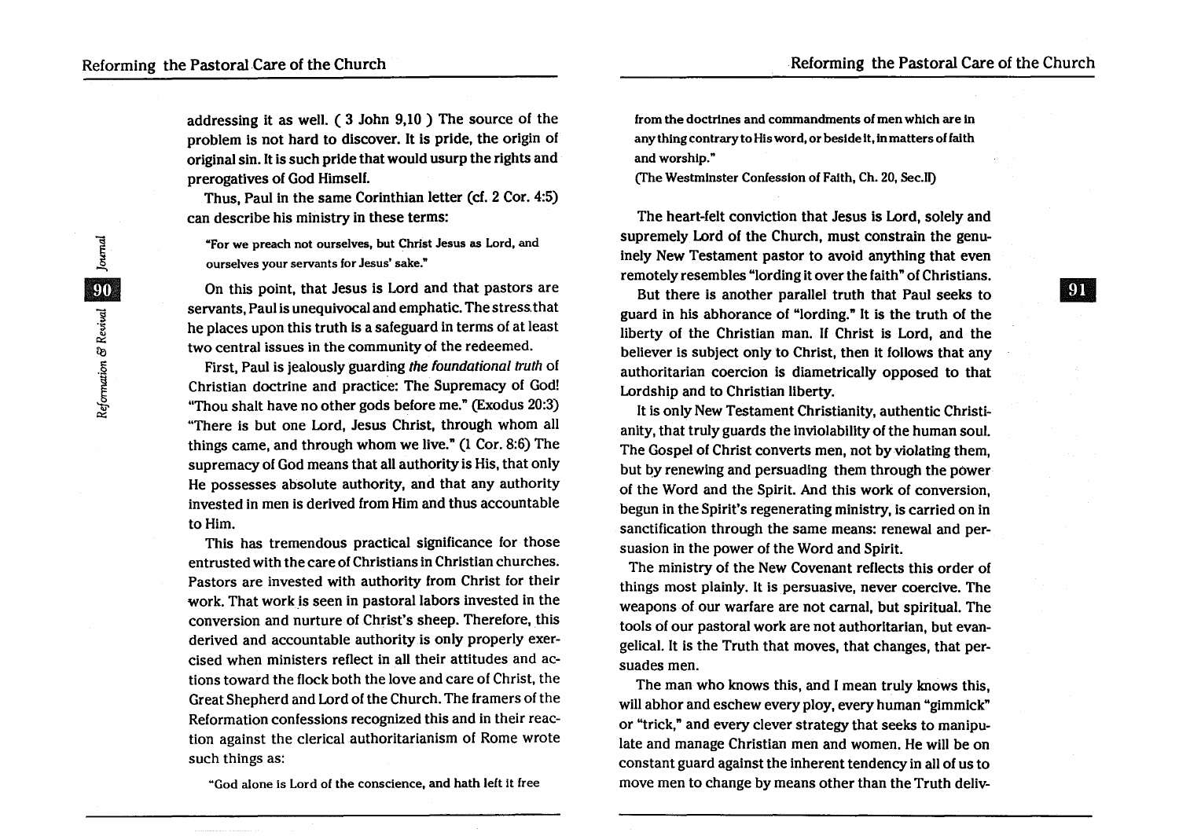addressing it as well. ( 3 John 9,10 ) The source of the problem is not hard to discover. It is pride, the origin of original sin. It is such pride that would usurp the rights and prerogatives of God Himself.

Thus, Paul in the same Corinthian letter (cf. 2 Cor. 4:5) can describe his ministry in these terms:

> "For we preach not ourselves, but Christ Jesus as Lord, and ourselves your servants for Jesus' sake."

On this point, that Jesus is Lord and that pastors are servants, Paul is unequivocal and emphatic. The stress that he places upon this truth is a safeguard in terms of at least two central issues in the community of the redeemed.

First, Paul is jealously guarding *the foundational truth* of Christian doctrine and practice: The Supremacy of God! "Thou shalt have no other gods before me." (Exodus 20:3) "There is but one Lord, Jesus Christ, through whom all things came, and through whom we live." (1 Cor. 8:6) The supremacy of God means that all authority is His, that only He possesses absolute authority, and that any authority invested in men is derived from Him and thus accountable to Him.

This has tremendous practical significance for those entrusted with the care of Christians in Christian churches. Pastors are invested with authority from Christ for their work. That work is seen in pastoral labors invested in the conversion and nurture of Christ's sheep. Therefore, this derived and accountable authority is only properly exercised when ministers reflect in all their attitudes and actions toward the flock both the love and care of Christ, the Great Shepherd and Lord of the Church. The framers of the Reformation confessions recognized this and in their reaction against the clerical authoritarianism of Rome wrote such things as:

> **"God alone is Lord of the conscience, and hath left it free from the doctrines and commandments of men which are in any thing contrary to His word, or beside it, in matters of faith and worship."**
>
> **(The Westminster Confession of Faith, Ch. 20, Sec.II)**

The heart-felt conviction that Jesus is Lord, solely and supremely Lord of the Church, must constrain the genuinely New Testament pastor to avoid anything that even remotely resembles "lording it over the faith" of Christians.

But there is another parallel truth that Paul seeks to guard in his abhorance of "lording." It is the truth of the liberty of the Christian man. If Christ is Lord, and the believer is subject only to Christ, then it follows that any authoritarian coercion is diametrically opposed to that Lordship and to Christian liberty.

It is only New Testament Christianity, authentic Christianity, that truly guards the inviolability of the human soul. The Gospel of Christ converts men, not by violating them, but by renewing and persuading them through the power of the Word and the Spirit. And this work of conversion, begun in the Spirit's regenerating ministry, is carried on in sanctification through the same means: renewal and persuasion in the power of the Word and Spirit.

The ministry of the New Covenant reflects this order of things most plainly. It is persuasive, never coercive. The weapons of our warfare are not carnal, but spiritual. The tools of our pastoral work are not authoritarian, but evangelical. It is the Truth that moves, that changes, that persuades men.

The man who knows this, and I mean truly knows this, will abhor and eschew every ploy, every human "gimmick" or "trick," and every clever strategy that seeks to manipulate and manage Christian men and women. He will be on constant guard against the inherent tendency in all of us to move men to change by means other than the Truth deliv-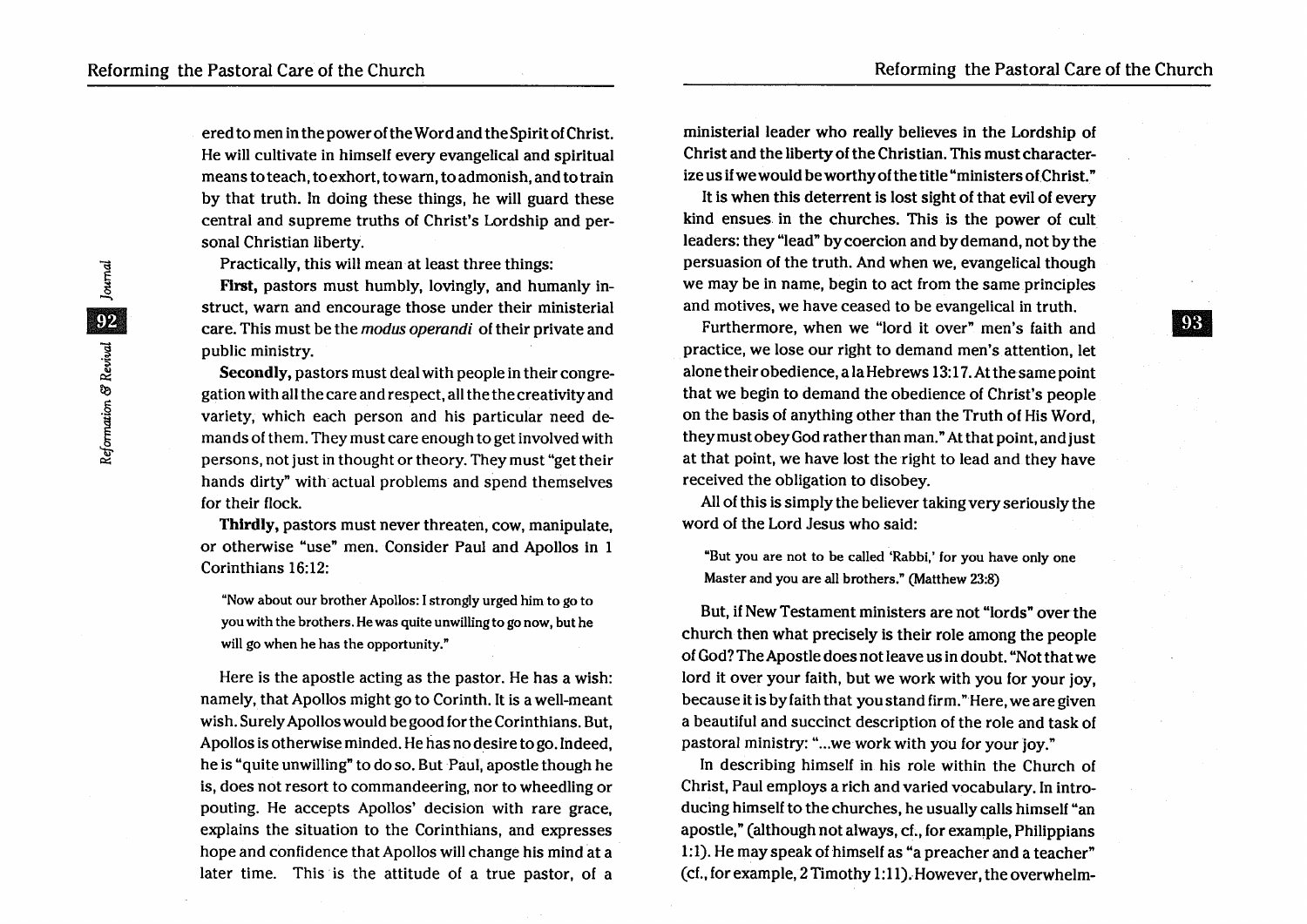ered to men in the power of the Word and the Spirit of Christ. He will cultivate in himself every evangelical and spiritual means to teach, to exhort, to warn, to admonish, and to train by that truth. In doing these things, he will guard these central and supreme truths of Christ's Lordship and personal Christian liberty.

Practically, this will mean at least three things:

**First,** pastors must humbly, lovingly, and humanly instruct, warn and encourage those under their ministerial care. This must be the *modus operandi* of their private and public ministry.

**Secondly,** pastors must deal with people in their congregation with all the care and respect, all the the creativity and variety, which each person and his particular need demands of them. They must care enough to get involved with persons, not just in thought or theory. They must "get their hands dirty" with actual problems and spend themselves for their flock.

**Thirdly,** pastors must never threaten, cow, manipulate, or otherwise "use" men. Consider Paul and Apollos in 1 Corinthians 16:12:

> "Now about our brother Apollos: I strongly urged him to go to you with the brothers. He was quite unwilling to go now, but he will go when he has the opportunity."

Here is the apostle acting as the pastor. He has a wish: namely, that Apollos might go to Corinth. It is a well-meant wish. Surely Apollos would be good for the Corinthians. But, Apollos is otherwise minded. He has no desire to go. Indeed, he is "quite unwilling" to do so. But Paul, apostle though he is, does not resort to commandeering, nor to wheedling or pouting. He accepts Apollos' decision with rare grace, explains the situation to the Corinthians, and expresses hope and confidence that Apollos will change his mind at a later time. This is the attitude of a true pastor, of a ministerial leader who really believes in the Lordship of Christ and the liberty of the Christian. This must characterize us if we would be worthy of the title "ministers of Christ."

It is when this deterrent is lost sight of that evil of every kind ensues in the churches. This is the power of cult leaders: they "lead" by coercion and by demand, not by the persuasion of the truth. And when we, evangelical though we may be in name, begin to act from the same principles and motives, we have ceased to be evangelical in truth.

Furthermore, when we "lord it over" men's faith and practice, we lose our right to demand men's attention, let alone their obedience, a la Hebrews 13:17. At the same point that we begin to demand the obedience of Christ's people on the basis of anything other than the Truth of His Word, they must obey God rather than man." At that point, and just at that point, we have lost the right to lead and they have received the obligation to disobey.

All of this is simply the believer taking very seriously the word of the Lord Jesus who said:

> "But you are not to be called 'Rabbi,' for you have only one Master and you are all brothers." (Matthew 23:8)

But, if New Testament ministers are not "lords" over the church then what precisely is their role among the people of God? The Apostle does not leave us in doubt. "Not that we lord it over your faith, but we work with you for your joy, because it is by faith that you stand firm." Here, we are given a beautiful and succinct description of the role and task of pastoral ministry: "...we work with you for your joy."

In describing himself in his role within the Church of Christ, Paul employs a rich and varied vocabulary. In introducing himself to the churches, he usually calls himself "an apostle," (although not always, cf., for example, Philippians 1:1). He may speak of himself as "a preacher and a teacher" (cf., for example, 2 Timothy 1:11). However, the overwhelm-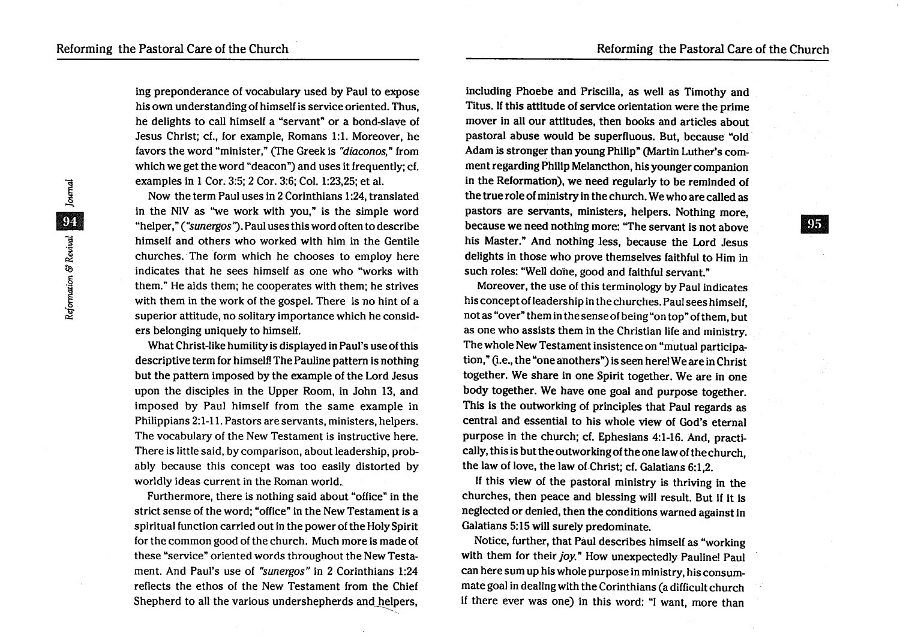ing preponderance of vocabulary used by Paul to expose his own understanding of himself is service oriented. Thus, he delights to call himself a "servant" or a bond-slave of Jesus Christ; cf., for example, Romans 1:1. Moreover, he favors the word "minister," (The Greek is *"diaconos,"* from which we get the word "deacon") and uses it frequently; cf. examples in 1 Cor. 3:5; 2 Cor. 3:6; Col. 1:23,25; et al.

Now the term Paul uses in 2 Corinthians 1:24, translated in the NIV as "we work with you," is the simple word "helper," (*"sunergos"*). Paul uses this word often to describe himself and others who worked with him in the Gentile churches. The form which he chooses to employ here indicates that he sees himself as one who "works with them." He aids them; he cooperates with them; he strives with them in the work of the gospel. There is no hint of a superior attitude, no solitary importance which he considers belonging uniquely to himself.

What Christ-like humility is displayed in Paul's use of this descriptive term for himself! The Pauline pattern is nothing but the pattern imposed by the example of the Lord Jesus upon the disciples in the Upper Room, in John 13, and imposed by Paul himself from the same example in Philippians 2:1-11. Pastors are servants, ministers, helpers. The vocabulary of the New Testament is instructive here. There is little said, by comparison, about leadership, probably because this concept was too easily distorted by worldly ideas current in the Roman world.

Furthermore, there is nothing said about "office" in the strict sense of the word; "office" in the New Testament is a spiritual function carried out in the power of the Holy Spirit for the common good of the church. Much more is made of these "service" oriented words throughout the New Testament. And Paul's use of *"sunergos"* in 2 Corinthians 1:24 reflects the ethos of the New Testament from the Chief Shepherd to all the various undershepherds and helpers, including Phoebe and Priscilla, as well as Timothy and Titus. If this attitude of service orientation were the prime mover in all our attitudes, then books and articles about pastoral abuse would be superfluous. But, because "old Adam is stronger than young Philip" (Martin Luther's comment regarding Philip Melancthon, his younger companion in the Reformation), we need regularly to be reminded of the true role of ministry in the church. We who are called as pastors are servants, ministers, helpers. Nothing more, because we need nothing more: "The servant is not above his Master." And nothing less, because the Lord Jesus delights in those who prove themselves faithful to Him in such roles: "Well done, good and faithful servant."

Moreover, the use of this terminology by Paul indicates his concept of leadership in the churches. Paul sees himself, not as "over" them in the sense of being "on top" of them, but as one who assists them in the Christian life and ministry. The whole New Testament insistence on "mutual participation," (i.e., the "one anothers") is seen here! We are in Christ together. We share in one Spirit together. We are in one body together. We have one goal and purpose together. This is the outworking of principles that Paul regards as central and essential to his whole view of God's eternal purpose in the church; cf. Ephesians 4:1-16. And, practically, this is but the outworking of the one law of the church, the law of love, the law of Christ; cf. Galatians 6:1,2.

If this view of the pastoral ministry is thriving in the churches, then peace and blessing will result. But if it is neglected or denied, then the conditions warned against in Galatians 5:15 will surely predominate.

Notice, further, that Paul describes himself as "working with them for their *joy.*" How unexpectedly Pauline! Paul can here sum up his whole purpose in ministry, his consummate goal in dealing with the Corinthians (a difficult church if there ever was one) in this word: "I want, more than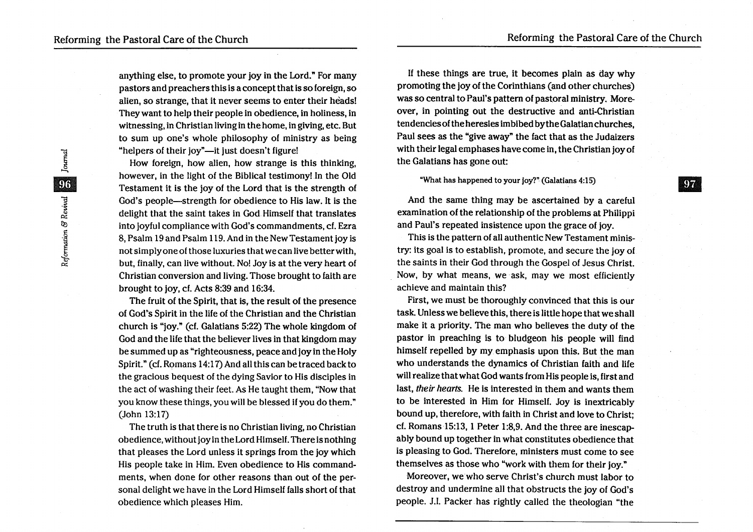anything else, to promote your joy in the Lord." For many pastors and preachers this is a concept that is so foreign, so alien, so strange, that it never seems to enter their heads! They want to help their people in obedience, in holiness, in witnessing, in Christian living in the home, in giving, etc. But to sum up one's whole philosophy of ministry as being "helpers of their joy"—it just doesn't figure!

How foreign, how alien, how strange is this thinking, however, in the light of the Biblical testimony! In the Old Testament it is the joy of the Lord that is the strength of God's people—strength for obedience to His law. It is the delight that the saint takes in God Himself that translates into joyful compliance with God's commandments, cf. Ezra 8, Psalm 19 and Psalm 119. And in the New Testament joy is not simply one of those luxuries that we can live better with, but, finally, can live without. No! Joy is at the very heart of Christian conversion and living. Those brought to faith are brought to joy, cf. Acts 8:39 and 16:34.

The fruit of the Spirit, that is, the result of the presence of God's Spirit in the life of the Christian and the Christian church is "joy." (cf. Galatians 5:22) The whole kingdom of God and the life that the believer lives in that kingdom may be summed up as "righteousness, peace and joy in the Holy Spirit." (cf. Romans 14:17) And all this can be traced back to the gracious bequest of the dying Savior to His disciples in the act of washing their feet. As He taught them, "Now that you know these things, you will be blessed if you do them." (John 13:17)

The truth is that there is no Christian living, no Christian obedience, without joy in the Lord Himself. There is nothing that pleases the Lord unless it springs from the joy which His people take in Him. Even obedience to His commandments, when done for other reasons than out of the personal delight we have in the Lord Himself falls short of that obedience which pleases Him.

If these things are true, it becomes plain as day why promoting the joy of the Corinthians (and other churches) was so central to Paul's pattern of pastoral ministry. Moreover, in pointing out the destructive and anti-Christian tendencies of the heresies imbibed by the Galatian churches, Paul sees as the "give away" the fact that as the Judaizers with their legal emphases have come in, the Christian joy of the Galatians has gone out:

> "What has happened to your joy?" (Galatians 4:15)

And the same thing may be ascertained by a careful examination of the relationship of the problems at Philippi and Paul's repeated insistence upon the grace of joy.

This is the pattern of all authentic New Testament ministry: its goal is to establish, promote, and secure the joy of the saints in their God through the Gospel of Jesus Christ. Now, by what means, we ask, may we most efficiently achieve and maintain this?

First, we must be thoroughly convinced that this is our task. Unless we believe this, there is little hope that we shall make it a priority. The man who believes the duty of the pastor in preaching is to bludgeon his people will find himself repelled by my emphasis upon this. But the man who understands the dynamics of Christian faith and life will realize that what God wants from His people is, first and last, *their hearts*. He is interested in them and wants them to be interested in Him for Himself. Joy is inextricably bound up, therefore, with faith in Christ and love to Christ; cf. Romans 15:13, 1 Peter 1:8,9. And the three are inescapably bound up together in what constitutes obedience that is pleasing to God. Therefore, ministers must come to see themselves as those who "work with them for their joy."

Moreover, we who serve Christ's church must labor to destroy and undermine all that obstructs the joy of God's people. J.I. Packer has rightly called the theologian "the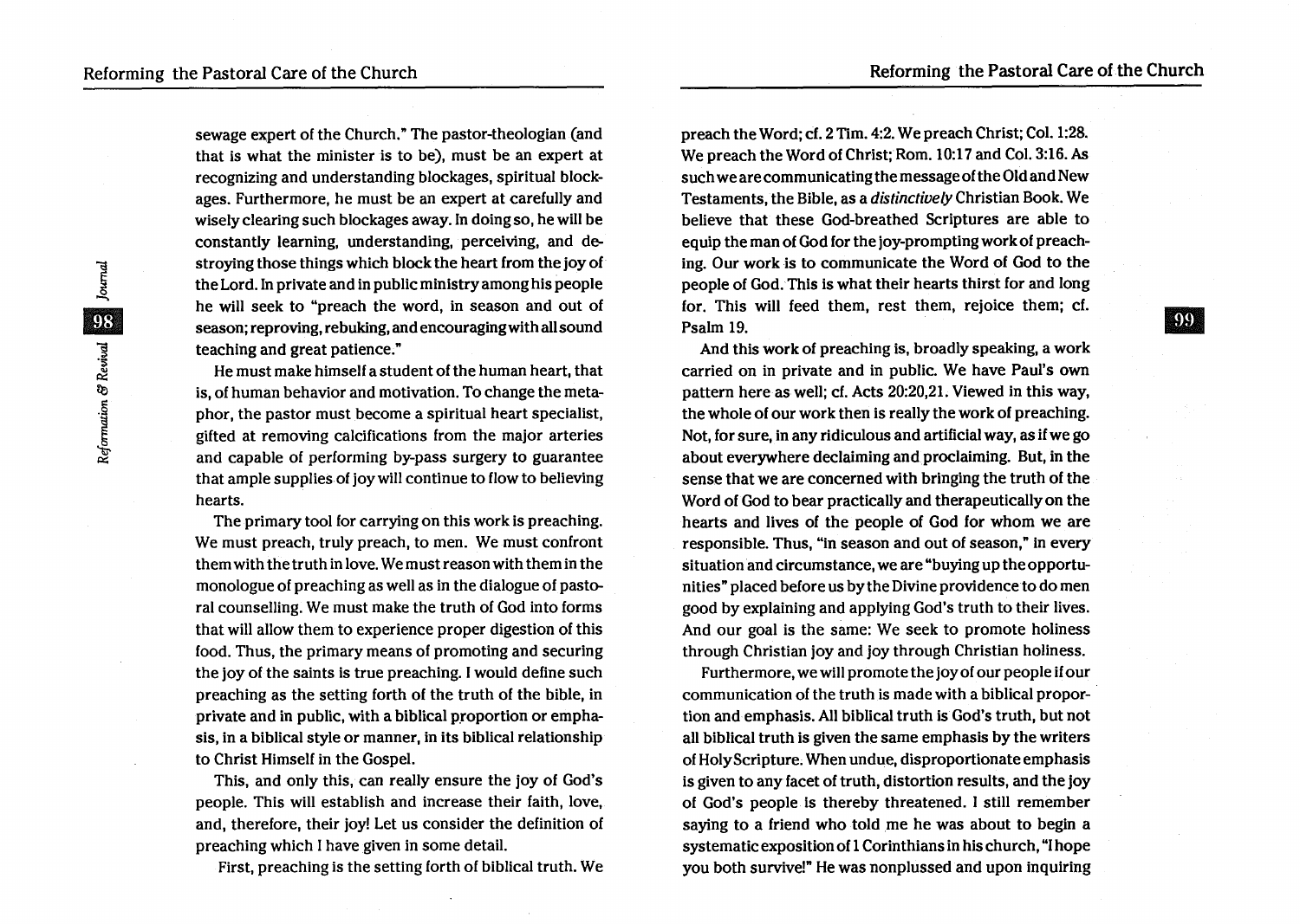sewage expert of the Church." The pastor-theologian (and that is what the minister is to be), must be an expert at recognizing and understanding blockages, spiritual blockages. Furthermore, he must be an expert at carefully and wisely clearing such blockages away. In doing so, he will be constantly learning, understanding, perceiving, and destroying those things which block the heart from the joy of the Lord. In private and in public ministry among his people he will seek to "preach the word, in season and out of season; reproving, rebuking, and encouraging with all sound teaching and great patience."

He must make himself a student of the human heart, that is, of human behavior and motivation. To change the metaphor, the pastor must become a spiritual heart specialist, gifted at removing calcifications from the major arteries and capable of performing by-pass surgery to guarantee that ample supplies of joy will continue to flow to believing hearts.

The primary tool for carrying on this work is preaching. We must preach, truly preach, to men. We must confront them with the truth in love. We must reason with them in the monologue of preaching as well as in the dialogue of pastoral counselling. We must make the truth of God into forms that will allow them to experience proper digestion of this food. Thus, the primary means of promoting and securing the joy of the saints is true preaching. I would define such preaching as the setting forth of the truth of the bible, in private and in public, with a biblical proportion or emphasis, in a biblical style or manner, in its biblical relationship to Christ Himself in the Gospel.

This, and only this, can really ensure the joy of God's people. This will establish and increase their faith, love, and, therefore, their joy! Let us consider the definition of preaching which I have given in some detail.

First, preaching is the setting forth of biblical truth. We preach the Word; cf. 2 Tim. 4:2. We preach Christ; Col. 1:28. We preach the Word of Christ; Rom. 10:17 and Col. 3:16. As such we are communicating the message of the Old and New Testaments, the Bible, as a *distinctively* Christian Book. We believe that these God-breathed Scriptures are able to equip the man of God for the joy-prompting work of preaching. Our work is to communicate the Word of God to the people of God. This is what their hearts thirst for and long for. This will feed them, rest them, rejoice them; cf. Psalm 19.

And this work of preaching is, broadly speaking, a work carried on in private and in public. We have Paul's own pattern here as well; cf. Acts 20:20,21. Viewed in this way, the whole of our work then is really the work of preaching. Not, for sure, in any ridiculous and artificial way, as if we go about everywhere declaiming and proclaiming. But, in the sense that we are concerned with bringing the truth of the Word of God to bear practically and therapeutically on the hearts and lives of the people of God for whom we are responsible. Thus, "in season and out of season," in every situation and circumstance, we are "buying up the opportunities" placed before us by the Divine providence to do men good by explaining and applying God's truth to their lives. And our goal is the same: We seek to promote holiness through Christian joy and joy through Christian holiness.

Furthermore, we will promote the joy of our people if our communication of the truth is made with a biblical proportion and emphasis. All biblical truth is God's truth, but not all biblical truth is given the same emphasis by the writers of Holy Scripture. When undue, disproportionate emphasis is given to any facet of truth, distortion results, and the joy of God's people is thereby threatened. I still remember saying to a friend who told me he was about to begin a systematic exposition of 1 Corinthians in his church, "I hope you both survive!" He was nonplussed and upon inquiring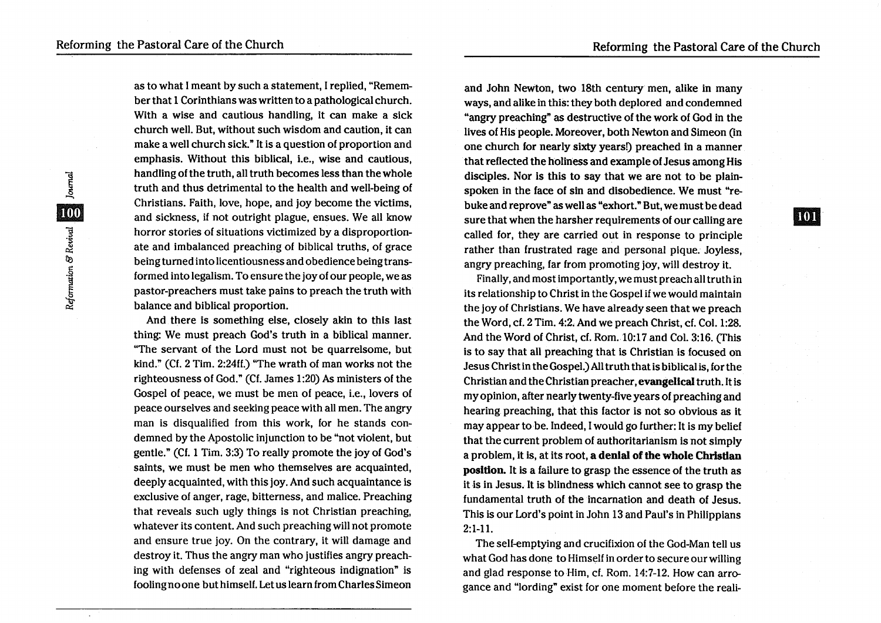as to what I meant by such a statement, I replied, "Remember that 1 Corinthians was written to a pathological church. With a wise and cautious handling, it can make a sick church well. But, without such wisdom and caution, it can make a well church sick." It is a question of proportion and emphasis. Without this biblical, i.e., wise and cautious, handling of the truth, all truth becomes less than the whole truth and thus detrimental to the health and well-being of Christians. Faith, love, hope, and joy become the victims, and sickness, if not outright plague, ensues. We all know horror stories of situations victimized by a disproportionate and imbalanced preaching of biblical truths, of grace being turned into licentiousness and obedience being transformed into legalism. To ensure the joy of our people, we as pastor-preachers must take pains to preach the truth with balance and biblical proportion.

And there is something else, closely akin to this last thing: We must preach God's truth in a biblical manner. "The servant of the Lord must not be quarrelsome, but kind." (Cf. 2 Tim. 2:24ff.) "The wrath of man works not the righteousness of God." (Cf. James 1:20) As ministers of the Gospel of peace, we must be men of peace, i.e., lovers of peace ourselves and seeking peace with all men. The angry man is disqualified from this work, for he stands condemned by the Apostolic injunction to be "not violent, but gentle." (Cf. 1 Tim. 3:3) To really promote the joy of God's saints, we must be men who themselves are acquainted, deeply acquainted, with this joy. And such acquaintance is exclusive of anger, rage, bitterness, and malice. Preaching that reveals such ugly things is not Christian preaching, whatever its content. And such preaching will not promote and ensure true joy. On the contrary, it will damage and destroy it. Thus the angry man who justifies angry preaching with defenses of zeal and "righteous indignation" is fooling no one but himself. Let us learn from Charles Simeon and John Newton, two 18th century men, alike in many ways, and alike in this: they both deplored and condemned "angry preaching" as destructive of the work of God in the lives of His people. Moreover, both Newton and Simeon (in one church for nearly sixty years!) preached in a manner that reflected the holiness and example of Jesus among His disciples. Nor is this to say that we are not to be plain-spoken in the face of sin and disobedience. We must "rebuke and reprove" as well as "exhort." But, we must be dead sure that when the harsher requirements of our calling are called for, they are carried out in response to principle rather than frustrated rage and personal pique. Joyless, angry preaching, far from promoting joy, will destroy it.

Finally, and most importantly, we must preach all truth in its relationship to Christ in the Gospel if we would maintain the joy of Christians. We have already seen that we preach the Word, cf. 2 Tim. 4:2. And we preach Christ, cf. Col. 1:28. And the Word of Christ, cf. Rom. 10:17 and Col. 3:16. (This is to say that all preaching that is Christian is focused on Jesus Christ in the Gospel.) All truth that is biblical is, for the Christian and the Christian preacher, **evangelical** truth. It is my opinion, after nearly twenty-five years of preaching and hearing preaching, that this factor is not so obvious as it may appear to be. Indeed, I would go further: It is my belief that the current problem of authoritarianism is not simply a problem, it is, at its root, **a denial of the whole Christian position.** It is a failure to grasp the essence of the truth as it is in Jesus. It is blindness which cannot see to grasp the fundamental truth of the incarnation and death of Jesus. This is our Lord's point in John 13 and Paul's in Philippians 2:1-11.

The self-emptying and crucifixion of the God-Man tell us what God has done to Himself in order to secure our willing and glad response to Him, cf. Rom. 14:7-12. How can arrogance and "lording" exist for one moment before the reali-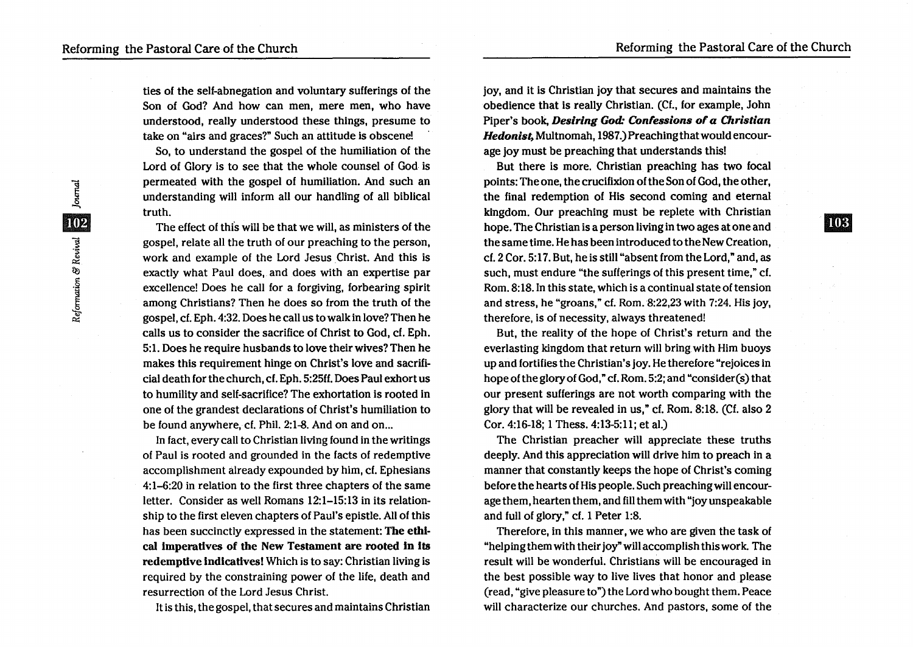ties of the self-abnegation and voluntary sufferings of the Son of God? And how can men, mere men, who have understood, really understood these things, presume to take on "airs and graces?" Such an attitude is obscene!

So, to understand the gospel of the humiliation of the Lord of Glory is to see that the whole counsel of God is permeated with the gospel of humiliation. And such an understanding will inform all our handling of all biblical truth.

The effect of this will be that we will, as ministers of the gospel, relate all the truth of our preaching to the person, work and example of the Lord Jesus Christ. And this is exactly what Paul does, and does with an expertise par excellence! Does he call for a forgiving, forbearing spirit among Christians? Then he does so from the truth of the gospel, cf. Eph. 4:32. Does he call us to walk in love? Then he calls us to consider the sacrifice of Christ to God, cf. Eph. 5:1. Does he require husbands to love their wives? Then he makes this requirement hinge on Christ's love and sacrificial death for the church, cf. Eph. 5:25ff. Does Paul exhort us to humility and self-sacrifice? The exhortation is rooted in one of the grandest declarations of Christ's humiliation to be found anywhere, cf. Phil. 2:1-8. And on and on...

In fact, every call to Christian living found in the writings of Paul is rooted and grounded in the facts of redemptive accomplishment already expounded by him, cf. Ephesians 4:1–6:20 in relation to the first three chapters of the same letter. Consider as well Romans 12:1–15:13 in its relationship to the first eleven chapters of Paul's epistle. All of this has been succinctly expressed in the statement: **The ethical imperatives of the New Testament are rooted in its redemptive indicatives!** Which is to say: Christian living is required by the constraining power of the life, death and resurrection of the Lord Jesus Christ.

It is this, the gospel, that secures and maintains Christian joy, and it is Christian joy that secures and maintains the obedience that is really Christian. (Cf., for example, John Piper's book, ***Desiring God: Confessions of a Christian Hedonist***, Multnomah, 1987.) Preaching that would encourage joy must be preaching that understands this!

But there is more. Christian preaching has two focal points: The one, the crucifixion of the Son of God, the other, the final redemption of His second coming and eternal kingdom. Our preaching must be replete with Christian hope. The Christian is a person living in two ages at one and the same time. He has been introduced to the New Creation, cf. 2 Cor. 5:17. But, he is still "absent from the Lord," and, as such, must endure "the sufferings of this present time," cf. Rom. 8:18. In this state, which is a continual state of tension and stress, he "groans," cf. Rom. 8:22,23 with 7:24. His joy, therefore, is of necessity, always threatened!

But, the reality of the hope of Christ's return and the everlasting kingdom that return will bring with Him buoys up and fortifies the Christian's joy. He therefore "rejoices in hope of the glory of God," cf. Rom. 5:2; and "consider(s) that our present sufferings are not worth comparing with the glory that will be revealed in us," cf. Rom. 8:18. (Cf. also 2 Cor. 4:16-18; 1 Thess. 4:13-5:11; et al.)

The Christian preacher will appreciate these truths deeply. And this appreciation will drive him to preach in a manner that constantly keeps the hope of Christ's coming before the hearts of His people. Such preaching will encourage them, hearten them, and fill them with "joy unspeakable and full of glory," cf. 1 Peter 1:8.

Therefore, in this manner, we who are given the task of "helping them with their joy" will accomplish this work. The result will be wonderful. Christians will be encouraged in the best possible way to live lives that honor and please (read, "give pleasure to") the Lord who bought them. Peace will characterize our churches. And pastors, some of the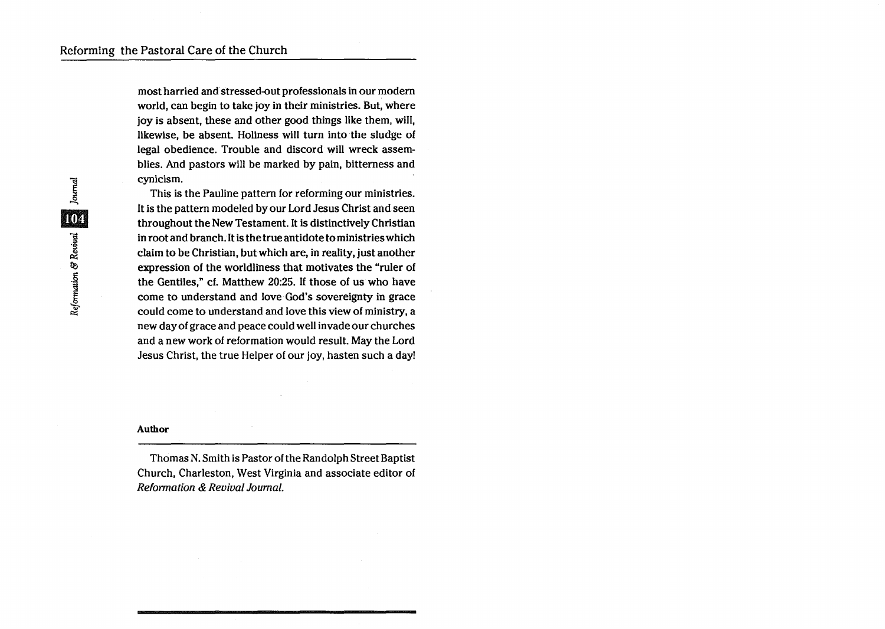most harried and stressed-out professionals in our modern world, can begin to take joy in their ministries. But, where joy is absent, these and other good things like them, will, likewise, be absent. Holiness will turn into the sludge of legal obedience. Trouble and discord will wreck assemblies. And pastors will be marked by pain, bitterness and cynicism.

This is the Pauline pattern for reforming our ministries. It is the pattern modeled by our Lord Jesus Christ and seen throughout the New Testament. It is distinctively Christian in root and branch. It is the true antidote to ministries which claim to be Christian, but which are, in reality, just another expression of the worldliness that motivates the "ruler of the Gentiles," cf. Matthew 20:25. If those of us who have come to understand and love God's sovereignty in grace could come to understand and love this view of ministry, a new day of grace and peace could well invade our churches and a new work of reformation would result. May the Lord Jesus Christ, the true Helper of our joy, hasten such a day!

**Author**

Thomas N. Smith is Pastor of the Randolph Street Baptist Church, Charleston, West Virginia and associate editor of *Reformation & Revival Journal.*